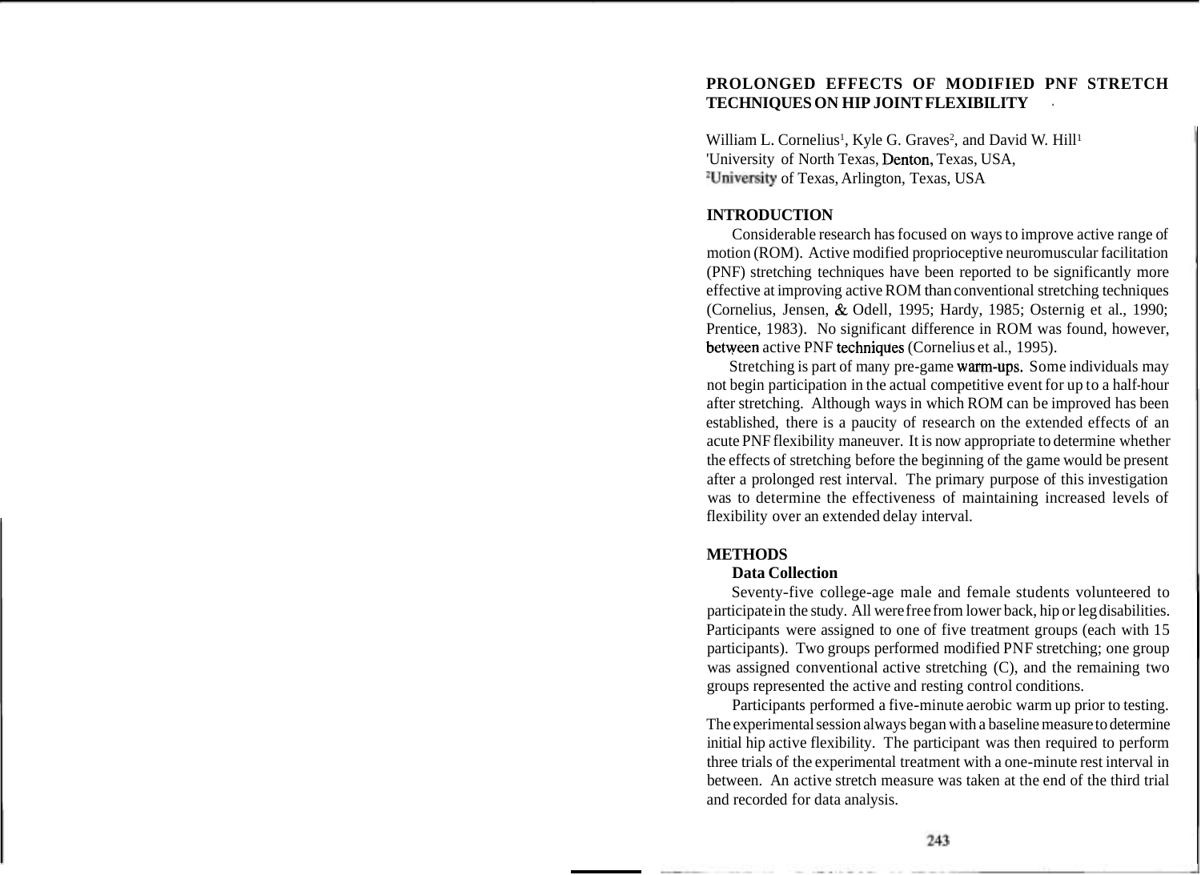# PROLONGED EFFECTS OF MODIFIED PNF STRETCH TECHNIQUES ON HIP JOINT FLEXIBILITY

William L. Cornelius[1], Kyle G. Graves[2], and David W. Hill[1]
[1]University of North Texas, Denton, Texas, USA,
[2]University of Texas, Arlington, Texas, USA

## INTRODUCTION

Considerable research has focused on ways to improve active range of motion (ROM). Active modified proprioceptive neuromuscular facilitation (PNF) stretching techniques have been reported to be significantly more effective at improving active ROM than conventional stretching techniques (Cornelius, Jensen, & Odell, 1995; Hardy, 1985; Osternig et al., 1990; Prentice, 1983). No significant difference in ROM was found, however, between active PNF techniques (Cornelius et al., 1995).

Stretching is part of many pre-game warm-ups. Some individuals may not begin participation in the actual competitive event for up to a half-hour after stretching. Although ways in which ROM can be improved has been established, there is a paucity of research on the extended effects of an acute PNF flexibility maneuver. It is now appropriate to determine whether the effects of stretching before the beginning of the game would be present after a prolonged rest interval. The primary purpose of this investigation was to determine the effectiveness of maintaining increased levels of flexibility over an extended delay interval.

## METHODS

### Data Collection

Seventy-five college-age male and female students volunteered to participate in the study. All were free from lower back, hip or leg disabilities. Participants were assigned to one of five treatment groups (each with 15 participants). Two groups performed modified PNF stretching; one group was assigned conventional active stretching (C), and the remaining two groups represented the active and resting control conditions.

Participants performed a five-minute aerobic warm up prior to testing. The experimental session always began with a baseline measure to determine initial hip active flexibility. The participant was then required to perform three trials of the experimental treatment with a one-minute rest interval in between. An active stretch measure was taken at the end of the third trial and recorded for data analysis.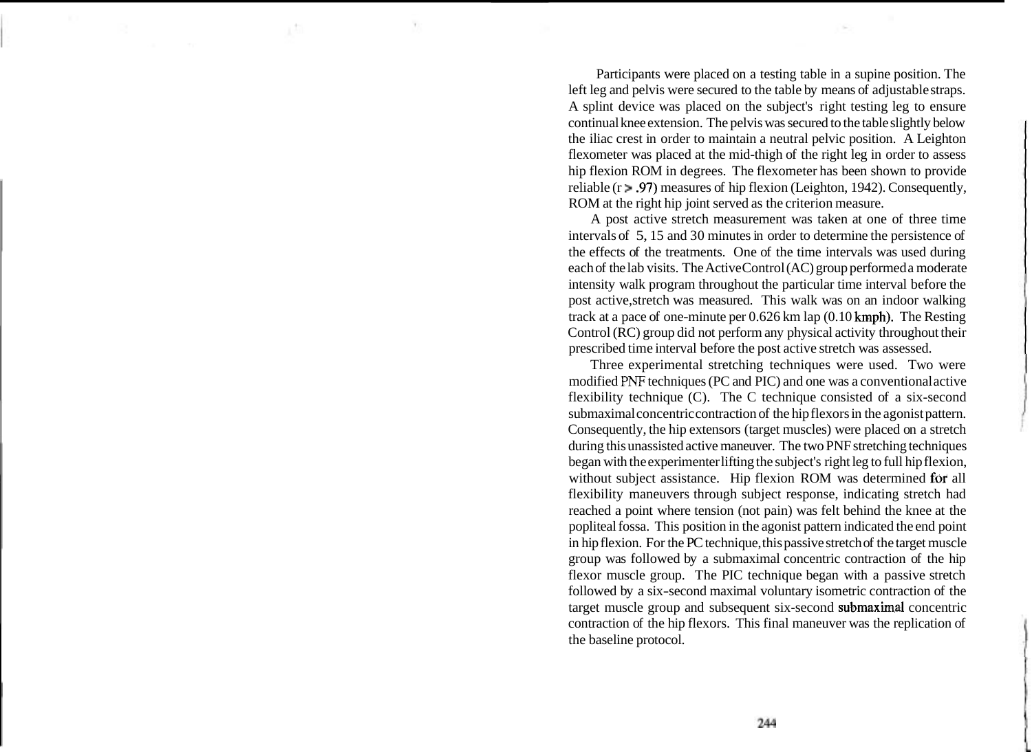Participants were placed on a testing table in a supine position. The left leg and pelvis were secured to the table by means of adjustable straps. A splint device was placed on the subject's right testing leg to ensure continual knee extension. The pelvis was secured to the table slightly below the iliac crest in order to maintain a neutral pelvic position. A Leighton flexometer was placed at the mid-thigh of the right leg in order to assess hip flexion ROM in degrees. The flexometer has been shown to provide reliable ($r > .97$) measures of hip flexion (Leighton, 1942). Consequently, ROM at the right hip joint served as the criterion measure.

A post active stretch measurement was taken at one of three time intervals of 5, 15 and 30 minutes in order to determine the persistence of the effects of the treatments. One of the time intervals was used during each of the lab visits. The Active Control (AC) group performed a moderate intensity walk program throughout the particular time interval before the post active,stretch was measured. This walk was on an indoor walking track at a pace of one-minute per 0.626 km lap (0.10 kmph). The Resting Control (RC) group did not perform any physical activity throughout their prescribed time interval before the post active stretch was assessed.

Three experimental stretching techniques were used. Two were modified PNF techniques (PC and PIC) and one was a conventional active flexibility technique (C). The C technique consisted of a six-second submaximal concentric contraction of the hip flexors in the agonist pattern. Consequently, the hip extensors (target muscles) were placed on a stretch during this unassisted active maneuver. The two PNF stretching techniques began with the experimenter lifting the subject's right leg to full hip flexion, without subject assistance. Hip flexion ROM was determined for all flexibility maneuvers through subject response, indicating stretch had reached a point where tension (not pain) was felt behind the knee at the popliteal fossa. This position in the agonist pattern indicated the end point in hip flexion. For the PC technique, this passive stretch of the target muscle group was followed by a submaximal concentric contraction of the hip flexor muscle group. The PIC technique began with a passive stretch followed by a six-second maximal voluntary isometric contraction of the target muscle group and subsequent six-second submaximal concentric contraction of the hip flexors. This final maneuver was the replication of the baseline protocol.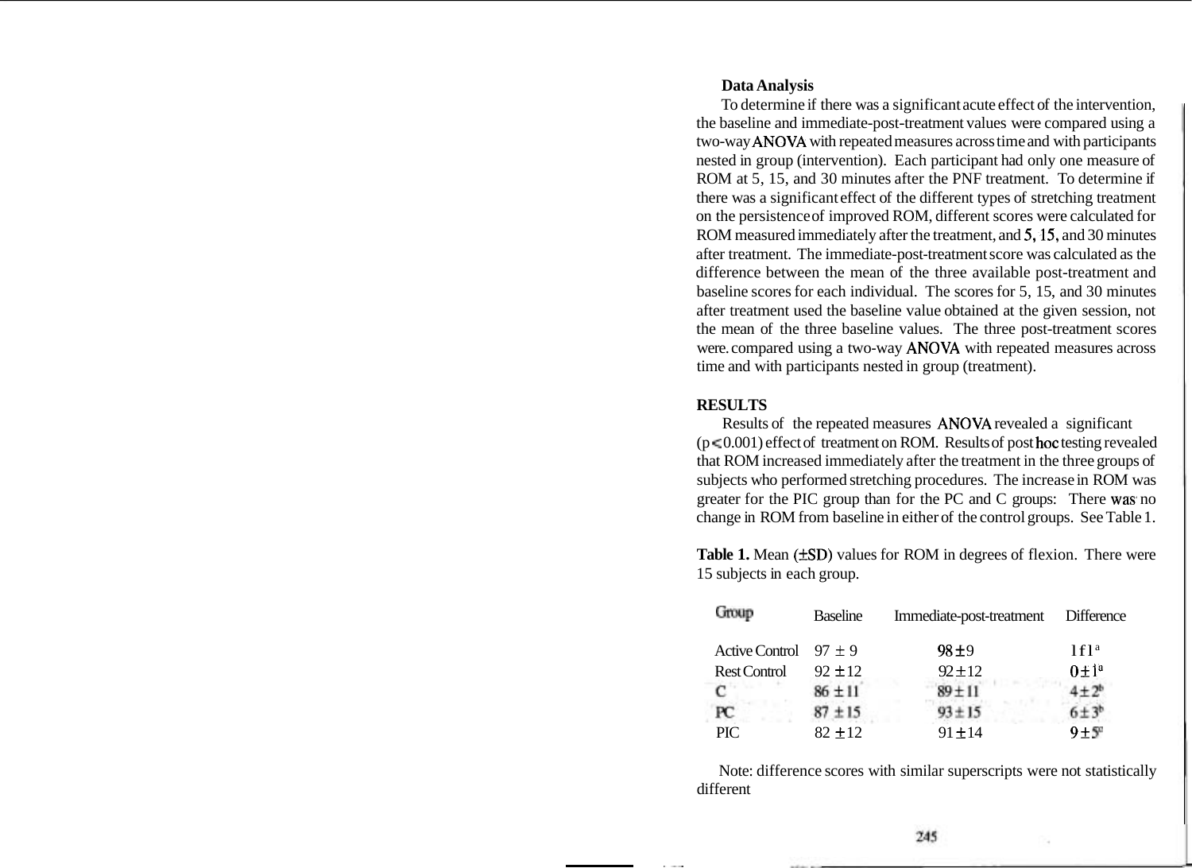### Data Analysis

To determine if there was a significant acute effect of the intervention, the baseline and immediate-post-treatment values were compared using a two-way ANOVA with repeated measures across time and with participants nested in group (intervention). Each participant had only one measure of ROM at 5, 15, and 30 minutes after the PNF treatment. To determine if there was a significant effect of the different types of stretching treatment on the persistence of improved ROM, different scores were calculated for ROM measured immediately after the treatment, and 5, 15, and 30 minutes after treatment. The immediate-post-treatment score was calculated as the difference between the mean of the three available post-treatment and baseline scores for each individual. The scores for 5, 15, and 30 minutes after treatment used the baseline value obtained at the given session, not the mean of the three baseline values. The three post-treatment scores were. compared using a two-way ANOVA with repeated measures across time and with participants nested in group (treatment).

## RESULTS

Results of the repeated measures ANOVA revealed a significant ($p < 0.001$) effect of treatment on ROM. Results of post hoc testing revealed that ROM increased immediately after the treatment in the three groups of subjects who performed stretching procedures. The increase in ROM was greater for the PIC group than for the PC and C groups: There was no change in ROM from baseline in either of the control groups. See Table 1.

**Table 1.** Mean (±SD) values for ROM in degrees of flexion. There were 15 subjects in each group.

| Group | Baseline | Immediate-post-treatment | Difference |
|---|---|---|---|
| Active Control | 97 ± 9 | 98 ± 9 | 1 ± 1[a] |
| Rest Control | 92 ± 12 | 92 ± 12 | 0 ± 1[a] |
| C | 86 ± 11 | 89 ± 11 | 4 ± 2[b] |
| PC | 87 ± 15 | 93 ± 15 | 6 ± 3[b] |
| PIC | 82 ± 12 | 91 ± 14 | 9 ± 5[c] |

Note: difference scores with similar superscripts were not statistically different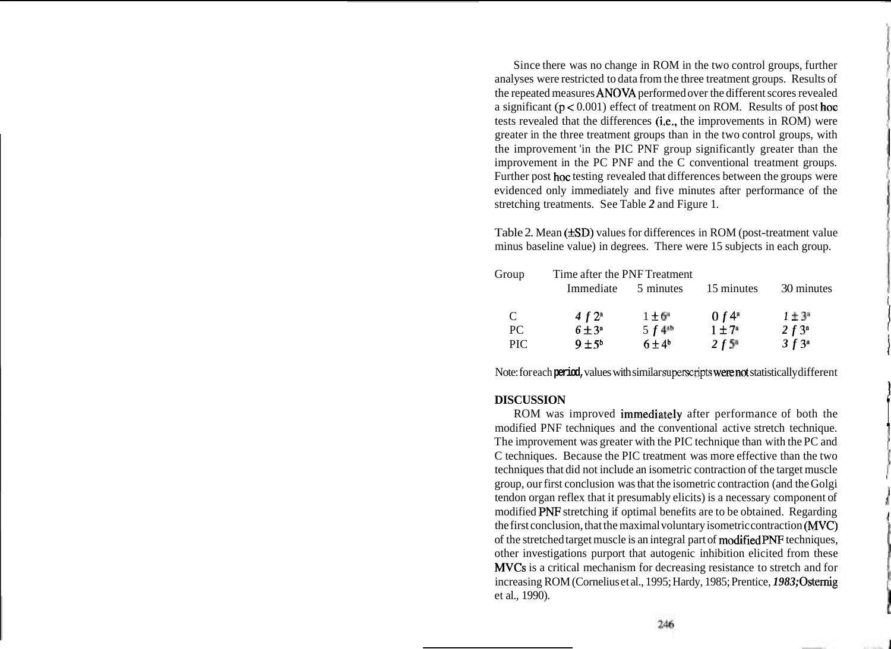Since there was no change in ROM in the two control groups, further analyses were restricted to data from the three treatment groups. Results of the repeated measures ANOVA performed over the different scores revealed a significant ($p < 0.001$) effect of treatment on ROM. Results of post hoc tests revealed that the differences (i.e., the improvements in ROM) were greater in the three treatment groups than in the two control groups, with the improvement 'in the PIC PNF group significantly greater than the improvement in the PC PNF and the C conventional treatment groups. Further post hoc testing revealed that differences between the groups were evidenced only immediately and five minutes after performance of the stretching treatments. See Table *2* and Figure 1.

Table 2. Mean (±SD) values for differences in ROM (post-treatment value minus baseline value) in degrees. There were 15 subjects in each group.

| Group | Time after the PNF Treatment | | | |
|---|---|---|---|---|
| | Immediate | 5 minutes | 15 minutes | 30 minutes |
| C | $4 \pm 2^{a}$ | $1 \pm 6^{a}$ | $0 \pm 4^{a}$ | $1 \pm 3^{a}$ |
| PC | $6 \pm 3^{a}$ | $5 \pm 4^{ab}$ | $1 \pm 7^{a}$ | $2 \pm 3^{a}$ |
| PIC | $9 \pm 5^{b}$ | $6 \pm 4^{b}$ | $2 \pm 5^{a}$ | $3 \pm 3^{a}$ |

Note: for each period, values with similar superscripts were not statistically different

**DISCUSSION**

ROM was improved immediately after performance of both the modified PNF techniques and the conventional active stretch technique. The improvement was greater with the PIC technique than with the PC and C techniques. Because the PIC treatment was more effective than the two techniques that did not include an isometric contraction of the target muscle group, our first conclusion was that the isometric contraction (and the Golgi tendon organ reflex that it presumably elicits) is a necessary component of modified PNF stretching if optimal benefits are to be obtained. Regarding the first conclusion, that the maximal voluntary isometric contraction (MVC) of the stretched target muscle is an integral part of modified PNF techniques, other investigations purport that autogenic inhibition elicited from these MVCs is a critical mechanism for decreasing resistance to stretch and for increasing ROM (Cornelius et al., 1995; Hardy, 1985; Prentice, *1983;* Osternig et al., 1990).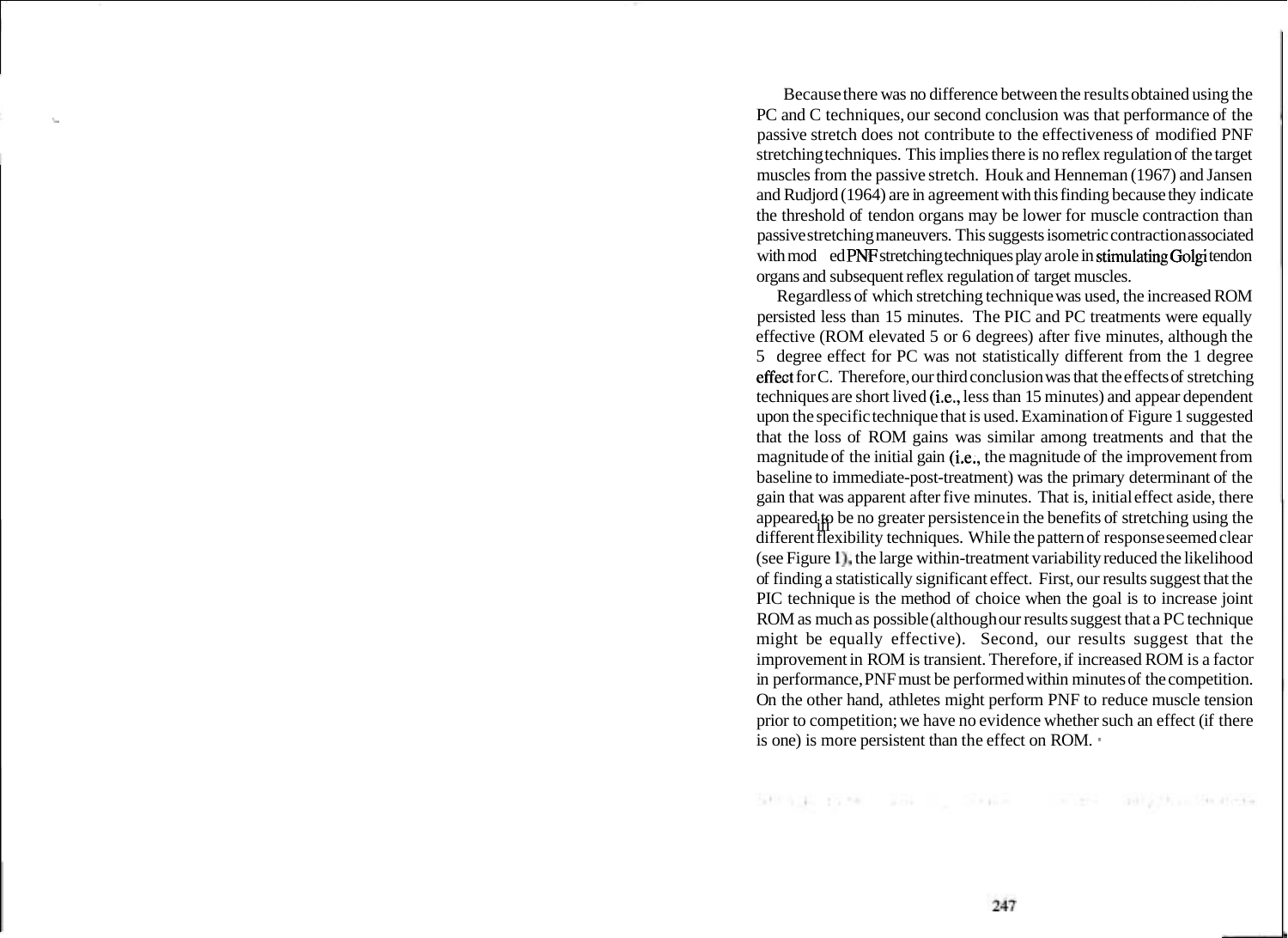Because there was no difference between the results obtained using the PC and C techniques, our second conclusion was that performance of the passive stretch does not contribute to the effectiveness of modified PNF stretching techniques. This implies there is no reflex regulation of the target muscles from the passive stretch. Houk and Henneman (1967) and Jansen and Rudjord (1964) are in agreement with this finding because they indicate the threshold of tendon organs may be lower for muscle contraction than passive stretching maneuvers. This suggests isometric contraction associated with mod ed PNF stretching techniques play a role in stimulating Golgi tendon organs and subsequent reflex regulation of target muscles.

Regardless of which stretching technique was used, the increased ROM persisted less than 15 minutes. The PIC and PC treatments were equally effective (ROM elevated 5 or 6 degrees) after five minutes, although the 5 degree effect for PC was not statistically different from the 1 degree effect for C. Therefore, our third conclusion was that the effects of stretching techniques are short lived (i.e., less than 15 minutes) and appear dependent upon the specific technique that is used. Examination of Figure 1 suggested that the loss of ROM gains was similar among treatments and that the magnitude of the initial gain (i.e., the magnitude of the improvement from baseline to immediate-post-treatment) was the primary determinant of the gain that was apparent after five minutes. That is, initial effect aside, there appeared to be no greater persistence in the benefits of stretching using the different flexibility techniques. While the pattern of response seemed clear (see Figure 1), the large within-treatment variability reduced the likelihood of finding a statistically significant effect. First, our results suggest that the PIC technique is the method of choice when the goal is to increase joint ROM as much as possible (although our results suggest that a PC technique might be equally effective). Second, our results suggest that the improvement in ROM is transient. Therefore, if increased ROM is a factor in performance, PNF must be performed within minutes of the competition. On the other hand, athletes might perform PNF to reduce muscle tension prior to competition; we have no evidence whether such an effect (if there is one) is more persistent than the effect on ROM.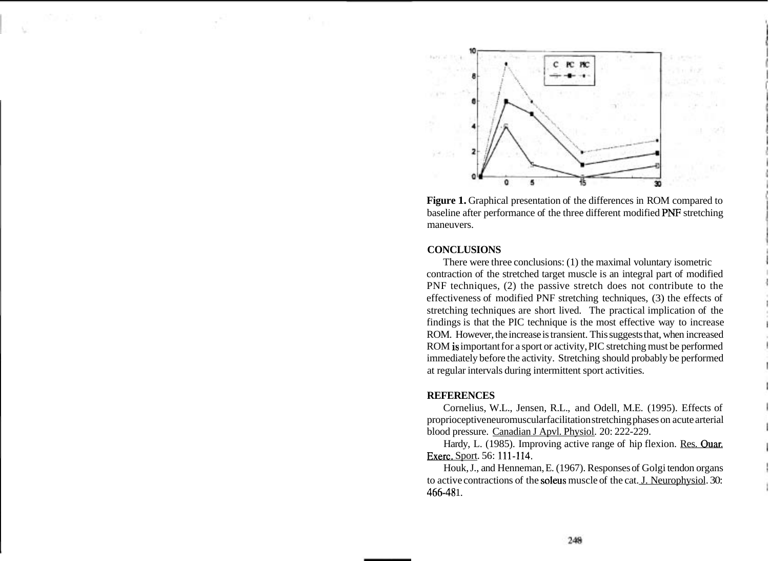**Figure 1.** Graphical presentation of the differences in ROM compared to baseline after performance of the three different modified PNF stretching maneuvers.

## CONCLUSIONS

There were three conclusions: (1) the maximal voluntary isometric contraction of the stretched target muscle is an integral part of modified PNF techniques, (2) the passive stretch does not contribute to the effectiveness of modified PNF stretching techniques, (3) the effects of stretching techniques are short lived. The practical implication of the findings is that the PIC technique is the most effective way to increase ROM. However, the increase is transient. This suggests that, when increased ROM is important for a sport or activity, PIC stretching must be performed immediately before the activity. Stretching should probably be performed at regular intervals during intermittent sport activities.

## REFERENCES

Cornelius, W.L., Jensen, R.L., and Odell, M.E. (1995). Effects of proprioceptive neuromuscular facilitation stretching phases on acute arterial blood pressure. Canadian J Apvl. Physiol. 20: 222-229.

Hardy, L. (1985). Improving active range of hip flexion. Res. Ouar. Exerc. Sport. 56: 111-114.

Houk, J., and Henneman, E. (1967). Responses of Golgi tendon organs to active contractions of the soleus muscle of the cat. J. Neurophysiol. 30: 466-481.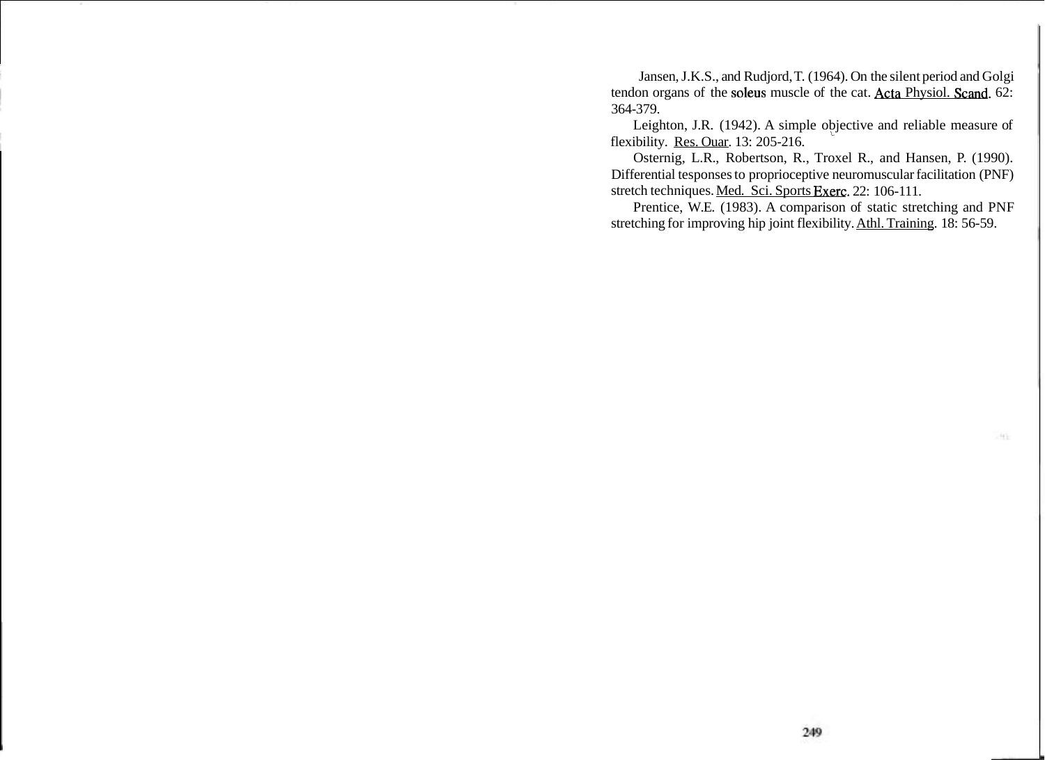Jansen, J.K.S., and Rudjord, T. (1964). On the silent period and Golgi tendon organs of the soleus muscle of the cat. Acta Physiol. Scand. 62: 364-379.

Leighton, J.R. (1942). A simple objective and reliable measure of flexibility. Res. Ouar. 13: 205-216.

Osternig, L.R., Robertson, R., Troxel R., and Hansen, P. (1990). Differential tesponses to proprioceptive neuromuscular facilitation (PNF) stretch techniques. Med. Sci. Sports Exerc. 22: 106-111.

Prentice, W.E. (1983). A comparison of static stretching and PNF stretching for improving hip joint flexibility. Athl. Training. 18: 56-59.